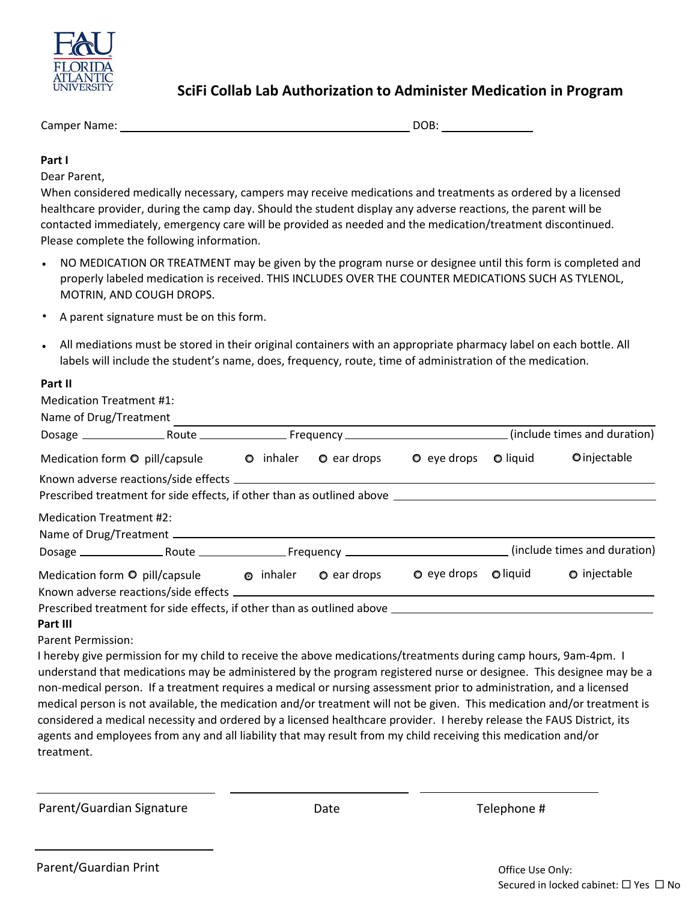# SciFi Collab Lab Authorization to Administer Medication in Program

Camper Name: ______________________________________ DOB: ______________

**Part I**

Dear Parent,

When considered medically necessary, campers may receive medications and treatments as ordered by a licensed healthcare provider, during the camp day. Should the student display any adverse reactions, the parent will be contacted immediately, emergency care will be provided as needed and the medication/treatment discontinued. Please complete the following information.

- NO MEDICATION OR TREATMENT may be given by the program nurse or designee until this form is completed and properly labeled medication is received. THIS INCLUDES OVER THE COUNTER MEDICATIONS SUCH AS TYLENOL, MOTRIN, AND COUGH DROPS.
- A parent signature must be on this form.
- All mediations must be stored in their original containers with an appropriate pharmacy label on each bottle. All labels will include the student's name, does, frequency, route, time of administration of the medication.

**Part II**

Medication Treatment #1:

Name of Drug/Treatment ______________________________________________

Dosage ____________ Route ____________ Frequency ______________________ (include times and duration)

Medication form ○ pill/capsule ○ inhaler ○ ear drops ○ eye drops ○ liquid ○ injectable

Known adverse reactions/side effects ______________________________________________

Prescribed treatment for side effects, if other than as outlined above ______________________________

Medication Treatment #2:

Name of Drug/Treatment ______________________________________________

Dosage ____________ Route ____________ Frequency ______________________ (include times and duration)

Medication form ○ pill/capsule ○ inhaler ○ ear drops ○ eye drops ○ liquid ○ injectable

Known adverse reactions/side effects ______________________________________________

Prescribed treatment for side effects, if other than as outlined above ______________________________

**Part III**

Parent Permission:

I hereby give permission for my child to receive the above medications/treatments during camp hours, 9am-4pm. I understand that medications may be administered by the program registered nurse or designee. This designee may be a non-medical person. If a treatment requires a medical or nursing assessment prior to administration, and a licensed medical person is not available, the medication and/or treatment will not be given. This medication and/or treatment is considered a medical necessity and ordered by a licensed healthcare provider. I hereby release the FAUS District, its agents and employees from any and all liability that may result from my child receiving this medication and/or treatment.

______________________ ______________________ ______________________

Parent/Guardian Signature Date Telephone #

______________________

Parent/Guardian Print

Office Use Only:

Secured in locked cabinet: ☐ Yes ☐ No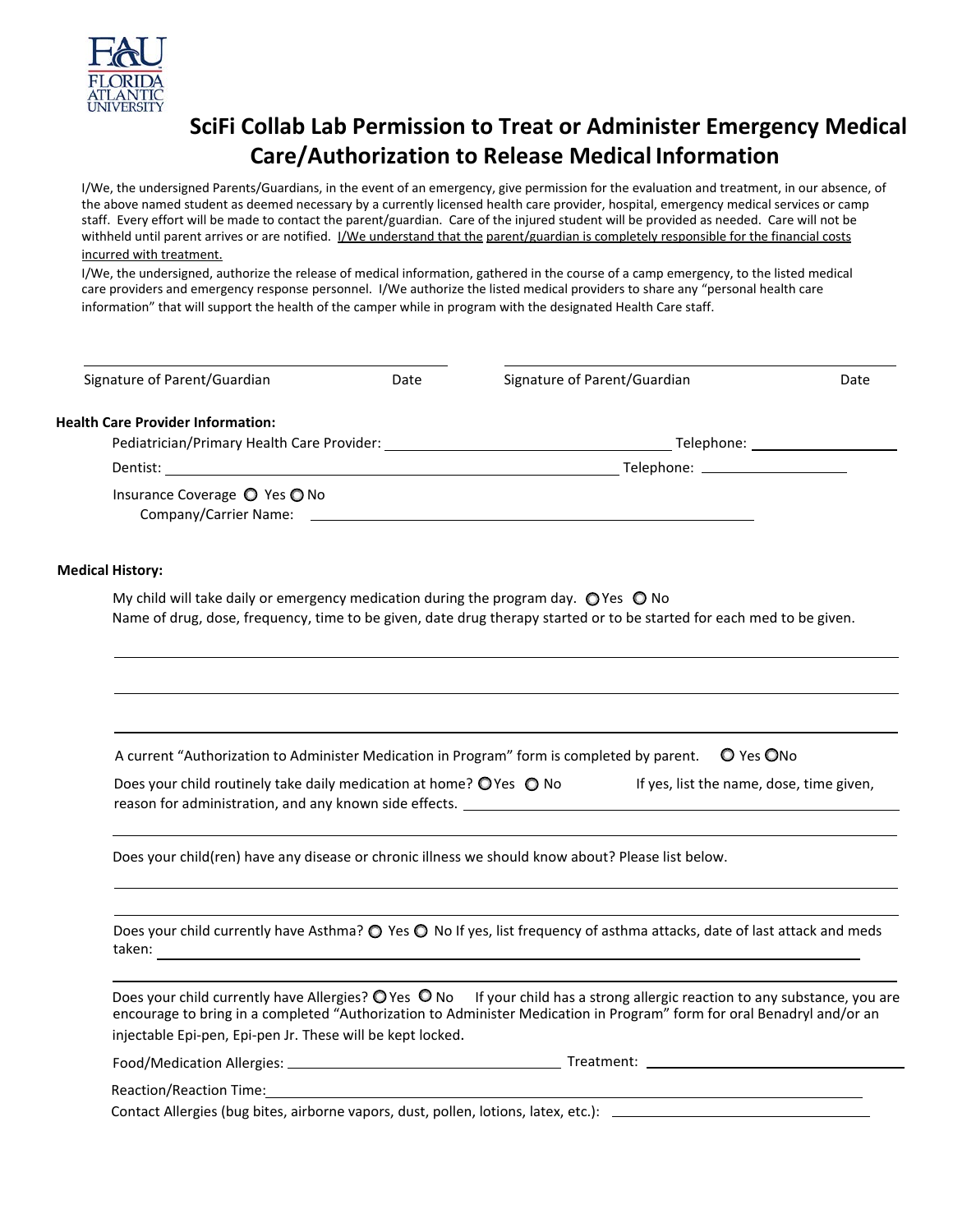# SciFi Collab Lab Permission to Treat or Administer Emergency Medical Care/Authorization to Release Medical Information

I/We, the undersigned Parents/Guardians, in the event of an emergency, give permission for the evaluation and treatment, in our absence, of the above named student as deemed necessary by a currently licensed health care provider, hospital, emergency medical services or camp staff. Every effort will be made to contact the parent/guardian. Care of the injured student will be provided as needed. Care will not be withheld until parent arrives or are notified. <u>I/We understand that the parent/guardian is completely responsible for the financial costs incurred with treatment.</u>

I/We, the undersigned, authorize the release of medical information, gathered in the course of a camp emergency, to the listed medical care providers and emergency response personnel. I/We authorize the listed medical providers to share any "personal health care information" that will support the health of the camper while in program with the designated Health Care staff.

\_\_\_\_\_\_\_\_\_\_\_\_\_\_\_\_\_\_\_\_\_\_\_\_\_\_\_\_\_\_\_\_\_\_\_\_\_\_ \_\_\_\_\_\_\_\_\_\_\_\_\_\_\_\_\_\_\_\_\_\_\_\_\_\_\_\_\_\_\_\_\_\_\_\_\_\_

Signature of Parent/Guardian Date Signature of Parent/Guardian Date

**Health Care Provider Information:**

Pediatrician/Primary Health Care Provider: \_\_\_\_\_\_\_\_\_\_\_\_\_\_\_\_\_\_\_\_\_\_\_\_\_\_\_\_\_\_ Telephone: \_\_\_\_\_\_\_\_\_\_\_\_\_\_\_\_

Dentist: \_\_\_\_\_\_\_\_\_\_\_\_\_\_\_\_\_\_\_\_\_\_\_\_\_\_\_\_\_\_\_\_\_\_\_\_\_\_\_\_\_\_\_\_ Telephone: \_\_\_\_\_\_\_\_\_\_\_\_\_\_\_\_

Insurance Coverage ○ Yes ○ No

Company/Carrier Name: \_\_\_\_\_\_\_\_\_\_\_\_\_\_\_\_\_\_\_\_\_\_\_\_\_\_\_\_\_\_\_\_\_\_\_\_\_\_\_\_\_\_\_\_

**Medical History:**

My child will take daily or emergency medication during the program day. ○ Yes ○ No

Name of drug, dose, frequency, time to be given, date drug therapy started or to be started for each med to be given.

\_\_\_\_\_\_\_\_\_\_\_\_\_\_\_\_\_\_\_\_\_\_\_\_\_\_\_\_\_\_\_\_\_\_\_\_\_\_\_\_\_\_\_\_\_\_\_\_\_\_\_\_\_\_\_\_\_\_\_\_\_\_\_\_\_\_\_\_\_\_\_\_\_\_\_\_

\_\_\_\_\_\_\_\_\_\_\_\_\_\_\_\_\_\_\_\_\_\_\_\_\_\_\_\_\_\_\_\_\_\_\_\_\_\_\_\_\_\_\_\_\_\_\_\_\_\_\_\_\_\_\_\_\_\_\_\_\_\_\_\_\_\_\_\_\_\_\_\_\_\_\_\_

\_\_\_\_\_\_\_\_\_\_\_\_\_\_\_\_\_\_\_\_\_\_\_\_\_\_\_\_\_\_\_\_\_\_\_\_\_\_\_\_\_\_\_\_\_\_\_\_\_\_\_\_\_\_\_\_\_\_\_\_\_\_\_\_\_\_\_\_\_\_\_\_\_\_\_\_

A current "Authorization to Administer Medication in Program" form is completed by parent. ○ Yes ○ No

Does your child routinely take daily medication at home? ○ Yes ○ No If yes, list the name, dose, time given, reason for administration, and any known side effects. \_\_\_\_\_\_\_\_\_\_\_\_\_\_\_\_\_\_\_\_\_\_\_\_\_\_\_\_\_\_\_\_\_\_\_\_\_\_\_\_

\_\_\_\_\_\_\_\_\_\_\_\_\_\_\_\_\_\_\_\_\_\_\_\_\_\_\_\_\_\_\_\_\_\_\_\_\_\_\_\_\_\_\_\_\_\_\_\_\_\_\_\_\_\_\_\_\_\_\_\_\_\_\_\_\_\_\_\_\_\_\_\_\_\_\_\_

Does your child(ren) have any disease or chronic illness we should know about? Please list below.

\_\_\_\_\_\_\_\_\_\_\_\_\_\_\_\_\_\_\_\_\_\_\_\_\_\_\_\_\_\_\_\_\_\_\_\_\_\_\_\_\_\_\_\_\_\_\_\_\_\_\_\_\_\_\_\_\_\_\_\_\_\_\_\_\_\_\_\_\_\_\_\_\_\_\_\_

\_\_\_\_\_\_\_\_\_\_\_\_\_\_\_\_\_\_\_\_\_\_\_\_\_\_\_\_\_\_\_\_\_\_\_\_\_\_\_\_\_\_\_\_\_\_\_\_\_\_\_\_\_\_\_\_\_\_\_\_\_\_\_\_\_\_\_\_\_\_\_\_\_\_\_\_

Does your child currently have Asthma? ○ Yes ○ No If yes, list frequency of asthma attacks, date of last attack and meds taken: \_\_\_\_\_\_\_\_\_\_\_\_\_\_\_\_\_\_\_\_\_\_\_\_\_\_\_\_\_\_\_\_\_\_\_\_\_\_\_\_\_\_\_\_\_\_\_\_\_\_\_\_\_\_\_\_\_\_\_\_

\_\_\_\_\_\_\_\_\_\_\_\_\_\_\_\_\_\_\_\_\_\_\_\_\_\_\_\_\_\_\_\_\_\_\_\_\_\_\_\_\_\_\_\_\_\_\_\_\_\_\_\_\_\_\_\_\_\_\_\_\_\_\_\_\_\_\_\_\_\_\_\_\_\_\_\_

Does your child currently have Allergies? ○ Yes ○ No If your child has a strong allergic reaction to any substance, you are encourage to bring in a completed "Authorization to Administer Medication in Program" form for oral Benadryl and/or an injectable Epi-pen, Epi-pen Jr. These will be kept locked.

Food/Medication Allergies: \_\_\_\_\_\_\_\_\_\_\_\_\_\_\_\_\_\_\_\_\_\_\_\_\_\_\_\_ Treatment: \_\_\_\_\_\_\_\_\_\_\_\_\_\_\_\_\_\_\_\_\_\_\_\_\_\_

Reaction/Reaction Time: \_\_\_\_\_\_\_\_\_\_\_\_\_\_\_\_\_\_\_\_\_\_\_\_\_\_\_\_\_\_\_\_\_\_\_\_\_\_\_\_\_\_\_\_\_\_\_\_\_\_\_\_\_\_\_\_\_\_

Contact Allergies (bug bites, airborne vapors, dust, pollen, lotions, latex, etc.): \_\_\_\_\_\_\_\_\_\_\_\_\_\_\_\_\_\_\_\_\_\_\_\_\_\_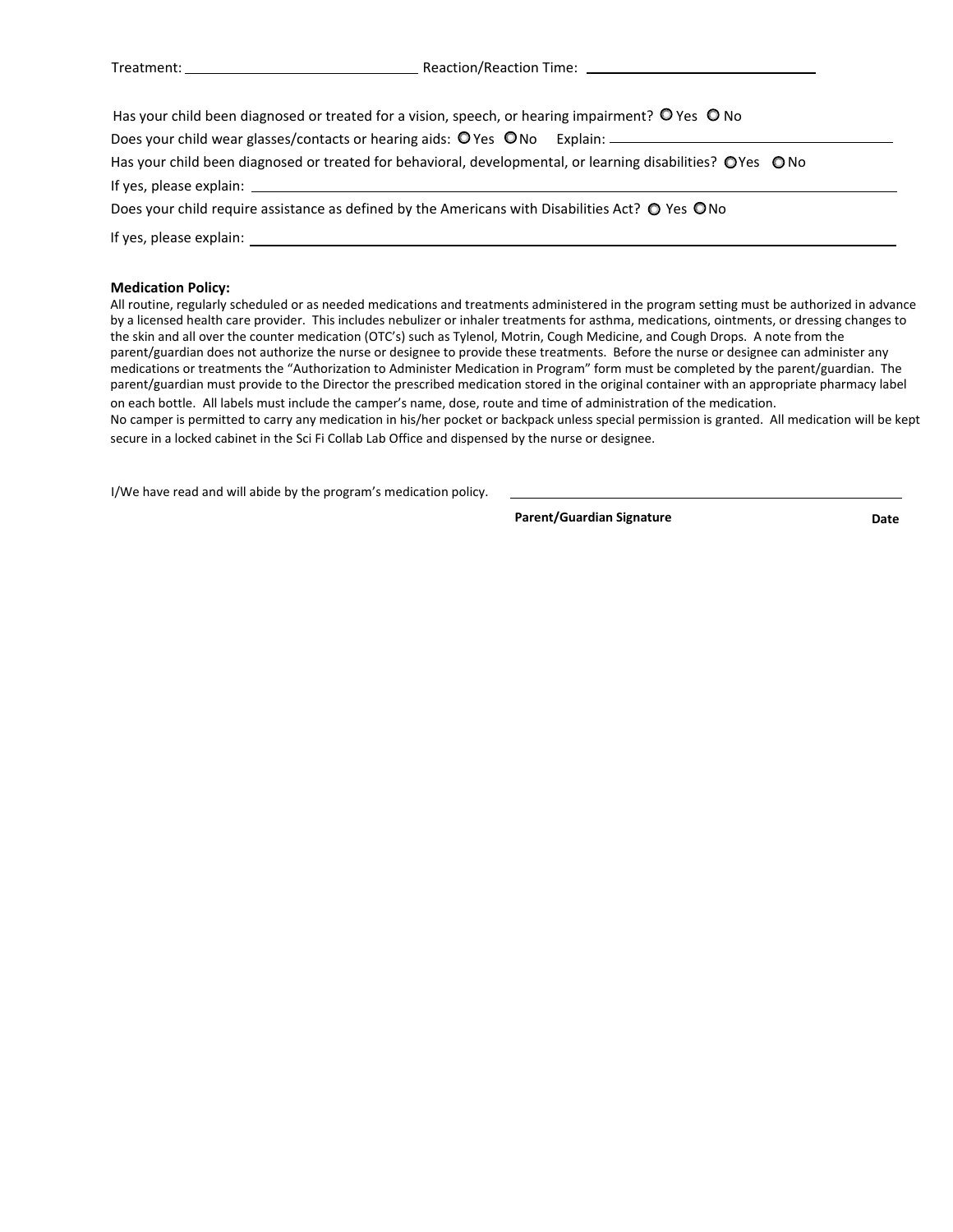Treatment: ______________________________ Reaction/Reaction Time: ______________________________

Has your child been diagnosed or treated for a vision, speech, or hearing impairment? ○ Yes ○ No

Does your child wear glasses/contacts or hearing aids: ○ Yes ○ No Explain: ______________________________

Has your child been diagnosed or treated for behavioral, developmental, or learning disabilities? ○ Yes ○ No

If yes, please explain: ______________________________

Does your child require assistance as defined by the Americans with Disabilities Act? ○ Yes ○ No

If yes, please explain: ______________________________

**Medication Policy:**

All routine, regularly scheduled or as needed medications and treatments administered in the program setting must be authorized in advance by a licensed health care provider. This includes nebulizer or inhaler treatments for asthma, medications, ointments, or dressing changes to the skin and all over the counter medication (OTC's) such as Tylenol, Motrin, Cough Medicine, and Cough Drops. A note from the parent/guardian does not authorize the nurse or designee to provide these treatments. Before the nurse or designee can administer any medications or treatments the "Authorization to Administer Medication in Program" form must be completed by the parent/guardian. The parent/guardian must provide to the Director the prescribed medication stored in the original container with an appropriate pharmacy label on each bottle. All labels must include the camper's name, dose, route and time of administration of the medication.

No camper is permitted to carry any medication in his/her pocket or backpack unless special permission is granted. All medication will be kept secure in a locked cabinet in the Sci Fi Collab Lab Office and dispensed by the nurse or designee.

I/We have read and will abide by the program's medication policy. ______________________________

**Parent/Guardian Signature** **Date**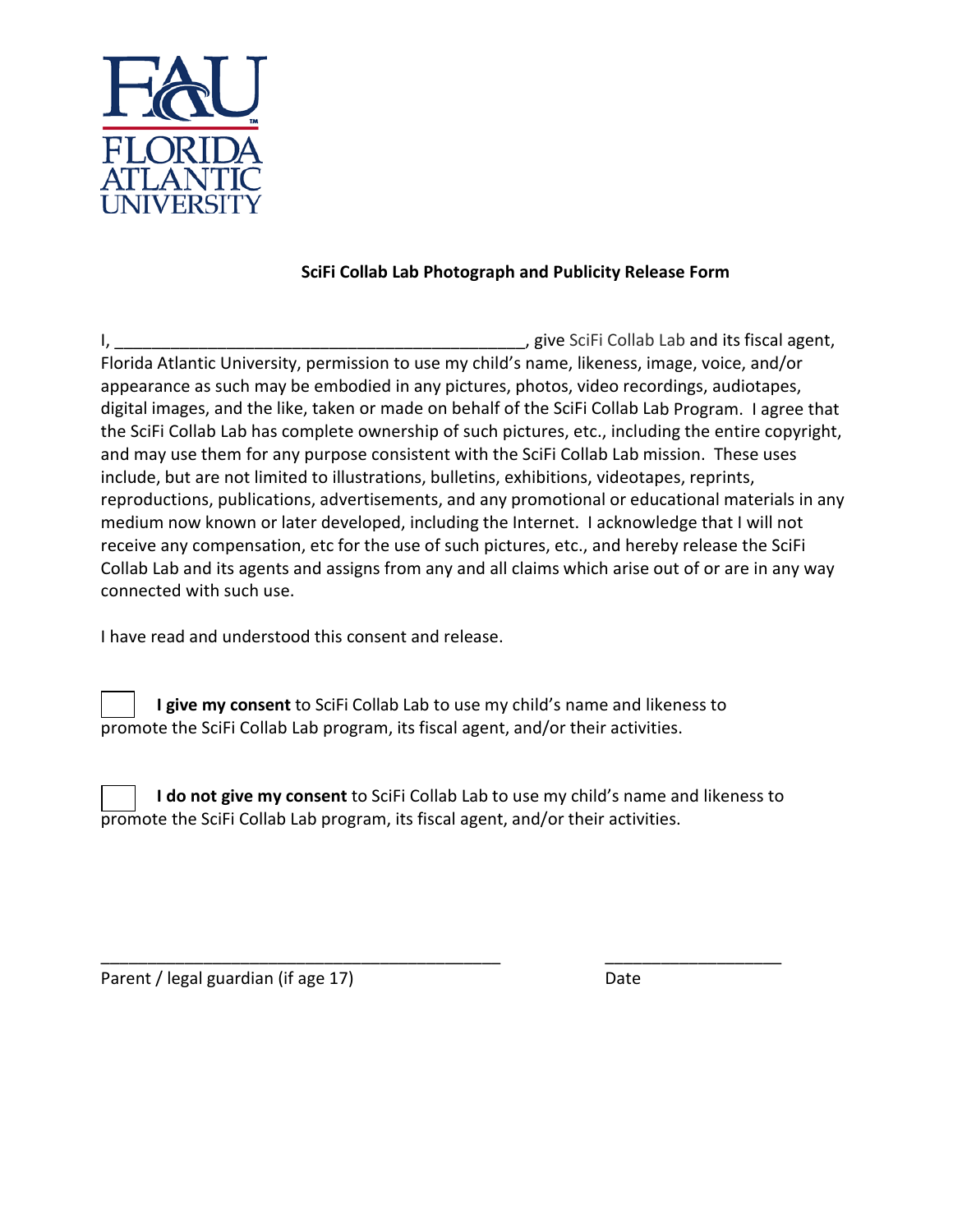FLORIDA ATLANTIC UNIVERSITY

**SciFi Collab Lab Photograph and Publicity Release Form**

I, _____________________________________________, give SciFi Collab Lab and its fiscal agent, Florida Atlantic University, permission to use my child's name, likeness, image, voice, and/or appearance as such may be embodied in any pictures, photos, video recordings, audiotapes, digital images, and the like, taken or made on behalf of the SciFi Collab Lab Program. I agree that the SciFi Collab Lab has complete ownership of such pictures, etc., including the entire copyright, and may use them for any purpose consistent with the SciFi Collab Lab mission. These uses include, but are not limited to illustrations, bulletins, exhibitions, videotapes, reprints, reproductions, publications, advertisements, and any promotional or educational materials in any medium now known or later developed, including the Internet. I acknowledge that I will not receive any compensation, etc for the use of such pictures, etc., and hereby release the SciFi Collab Lab and its agents and assigns from any and all claims which arise out of or are in any way connected with such use.

I have read and understood this consent and release.

☐ **I give my consent** to SciFi Collab Lab to use my child's name and likeness to promote the SciFi Collab Lab program, its fiscal agent, and/or their activities.

☐ **I do not give my consent** to SciFi Collab Lab to use my child's name and likeness to promote the SciFi Collab Lab program, its fiscal agent, and/or their activities.

_____________________________________________ ___________________

Parent / legal guardian (if age 17) Date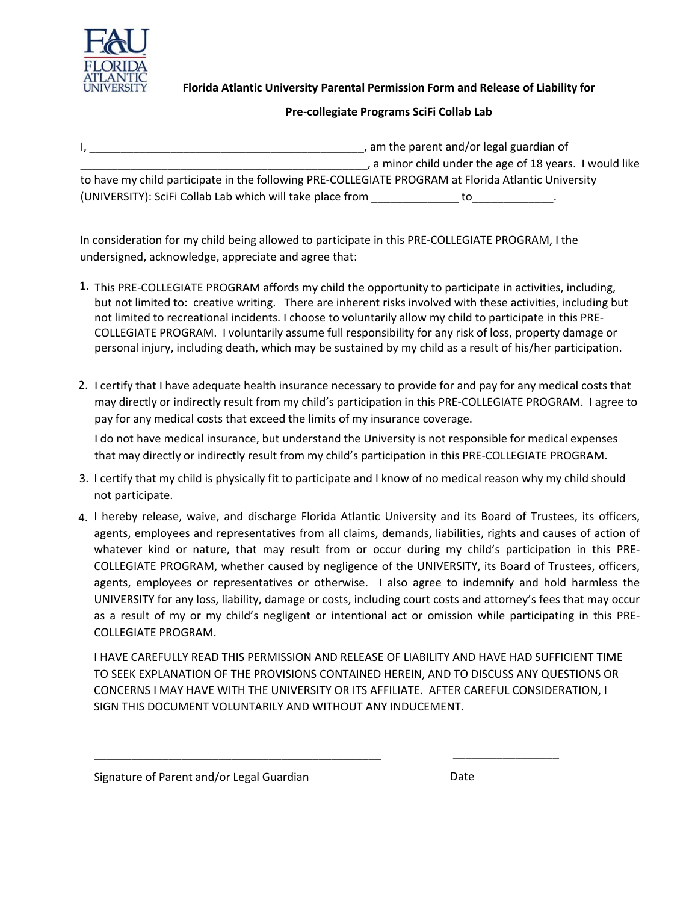FAU FLORIDA ATLANTIC UNIVERSITY

**Florida Atlantic University Parental Permission Form and Release of Liability for**

**Pre-collegiate Programs SciFi Collab Lab**

I, ____________________________________________, am the parent and/or legal guardian of ______________________________________________, a minor child under the age of 18 years. I would like to have my child participate in the following PRE-COLLEGIATE PROGRAM at Florida Atlantic University (UNIVERSITY): SciFi Collab Lab which will take place from ______________ to_____________.

In consideration for my child being allowed to participate in this PRE-COLLEGIATE PROGRAM, I the undersigned, acknowledge, appreciate and agree that:

1. This PRE-COLLEGIATE PROGRAM affords my child the opportunity to participate in activities, including, but not limited to: creative writing. There are inherent risks involved with these activities, including but not limited to recreational incidents. I choose to voluntarily allow my child to participate in this PRE-COLLEGIATE PROGRAM. I voluntarily assume full responsibility for any risk of loss, property damage or personal injury, including death, which may be sustained by my child as a result of his/her participation.

2. I certify that I have adequate health insurance necessary to provide for and pay for any medical costs that may directly or indirectly result from my child's participation in this PRE-COLLEGIATE PROGRAM. I agree to pay for any medical costs that exceed the limits of my insurance coverage.

   I do not have medical insurance, but understand the University is not responsible for medical expenses that may directly or indirectly result from my child's participation in this PRE-COLLEGIATE PROGRAM.

3. I certify that my child is physically fit to participate and I know of no medical reason why my child should not participate.

4. I hereby release, waive, and discharge Florida Atlantic University and its Board of Trustees, its officers, agents, employees and representatives from all claims, demands, liabilities, rights and causes of action of whatever kind or nature, that may result from or occur during my child's participation in this PRE-COLLEGIATE PROGRAM, whether caused by negligence of the UNIVERSITY, its Board of Trustees, officers, agents, employees or representatives or otherwise. I also agree to indemnify and hold harmless the UNIVERSITY for any loss, liability, damage or costs, including court costs and attorney's fees that may occur as a result of my or my child's negligent or intentional act or omission while participating in this PRE-COLLEGIATE PROGRAM.

   I HAVE CAREFULLY READ THIS PERMISSION AND RELEASE OF LIABILITY AND HAVE HAD SUFFICIENT TIME TO SEEK EXPLANATION OF THE PROVISIONS CONTAINED HEREIN, AND TO DISCUSS ANY QUESTIONS OR CONCERNS I MAY HAVE WITH THE UNIVERSITY OR ITS AFFILIATE. AFTER CAREFUL CONSIDERATION, I SIGN THIS DOCUMENT VOLUNTARILY AND WITHOUT ANY INDUCEMENT.

________________________________________________ _________________

Signature of Parent and/or Legal Guardian Date